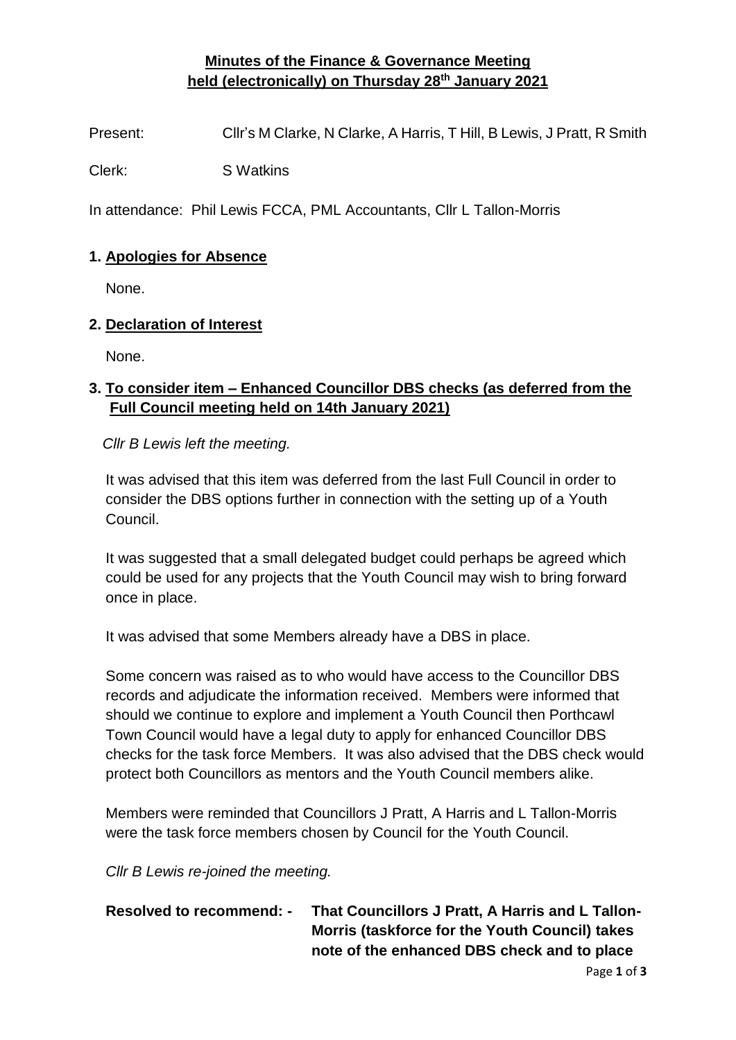# Minutes of the Finance & Governance Meeting held (electronically) on Thursday 28th January 2021

Present: Cllr's M Clarke, N Clarke, A Harris, T Hill, B Lewis, J Pratt, R Smith

Clerk: S Watkins

In attendance: Phil Lewis FCCA, PML Accountants, Cllr L Tallon-Morris

## 1. Apologies for Absence

None.

## 2. Declaration of Interest

None.

## 3. To consider item – Enhanced Councillor DBS checks (as deferred from the Full Council meeting held on 14th January 2021)

*Cllr B Lewis left the meeting.*

It was advised that this item was deferred from the last Full Council in order to consider the DBS options further in connection with the setting up of a Youth Council.

It was suggested that a small delegated budget could perhaps be agreed which could be used for any projects that the Youth Council may wish to bring forward once in place.

It was advised that some Members already have a DBS in place.

Some concern was raised as to who would have access to the Councillor DBS records and adjudicate the information received. Members were informed that should we continue to explore and implement a Youth Council then Porthcawl Town Council would have a legal duty to apply for enhanced Councillor DBS checks for the task force Members. It was also advised that the DBS check would protect both Councillors as mentors and the Youth Council members alike.

Members were reminded that Councillors J Pratt, A Harris and L Tallon-Morris were the task force members chosen by Council for the Youth Council.

*Cllr B Lewis re-joined the meeting.*

**Resolved to recommend: - That Councillors J Pratt, A Harris and L Tallon-Morris (taskforce for the Youth Council) takes note of the enhanced DBS check and to place**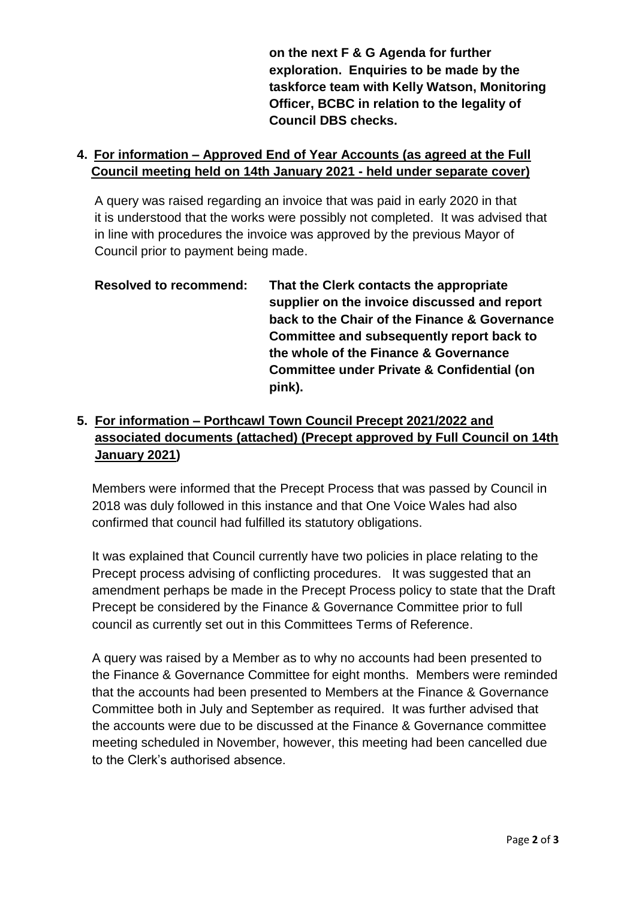**on the next F & G Agenda for further exploration. Enquiries to be made by the taskforce team with Kelly Watson, Monitoring Officer, BCBC in relation to the legality of Council DBS checks.**

**4. <u>For information – Approved End of Year Accounts (as agreed at the Full Council meeting held on 14th January 2021 - held under separate cover)</u>**

A query was raised regarding an invoice that was paid in early 2020 in that it is understood that the works were possibly not completed. It was advised that in line with procedures the invoice was approved by the previous Mayor of Council prior to payment being made.

**Resolved to recommend:** **That the Clerk contacts the appropriate supplier on the invoice discussed and report back to the Chair of the Finance & Governance Committee and subsequently report back to the whole of the Finance & Governance Committee under Private & Confidential (on pink).**

**5. <u>For information – Porthcawl Town Council Precept 2021/2022 and associated documents (attached) (Precept approved by Full Council on 14th January 2021)</u>**

Members were informed that the Precept Process that was passed by Council in 2018 was duly followed in this instance and that One Voice Wales had also confirmed that council had fulfilled its statutory obligations.

It was explained that Council currently have two policies in place relating to the Precept process advising of conflicting procedures. It was suggested that an amendment perhaps be made in the Precept Process policy to state that the Draft Precept be considered by the Finance & Governance Committee prior to full council as currently set out in this Committees Terms of Reference.

A query was raised by a Member as to why no accounts had been presented to the Finance & Governance Committee for eight months. Members were reminded that the accounts had been presented to Members at the Finance & Governance Committee both in July and September as required. It was further advised that the accounts were due to be discussed at the Finance & Governance committee meeting scheduled in November, however, this meeting had been cancelled due to the Clerk's authorised absence.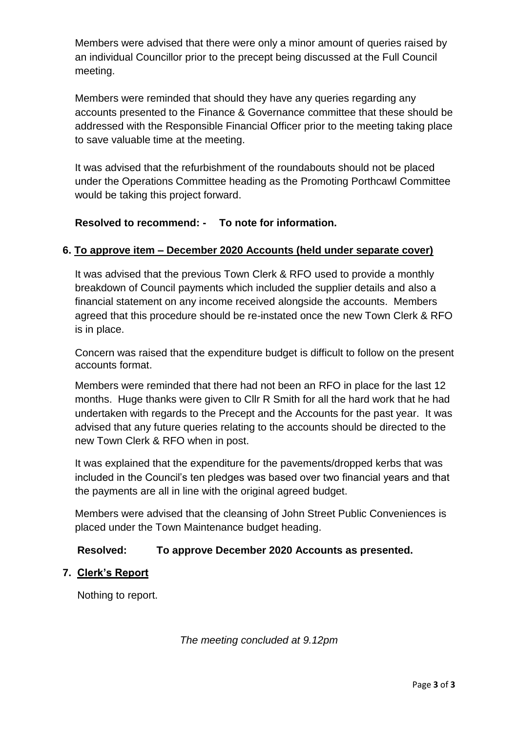Members were advised that there were only a minor amount of queries raised by an individual Councillor prior to the precept being discussed at the Full Council meeting.

Members were reminded that should they have any queries regarding any accounts presented to the Finance & Governance committee that these should be addressed with the Responsible Financial Officer prior to the meeting taking place to save valuable time at the meeting.

It was advised that the refurbishment of the roundabouts should not be placed under the Operations Committee heading as the Promoting Porthcawl Committee would be taking this project forward.

**Resolved to recommend: - To note for information.**

**6. To approve item – December 2020 Accounts (held under separate cover)**

It was advised that the previous Town Clerk & RFO used to provide a monthly breakdown of Council payments which included the supplier details and also a financial statement on any income received alongside the accounts. Members agreed that this procedure should be re-instated once the new Town Clerk & RFO is in place.

Concern was raised that the expenditure budget is difficult to follow on the present accounts format.

Members were reminded that there had not been an RFO in place for the last 12 months. Huge thanks were given to Cllr R Smith for all the hard work that he had undertaken with regards to the Precept and the Accounts for the past year. It was advised that any future queries relating to the accounts should be directed to the new Town Clerk & RFO when in post.

It was explained that the expenditure for the pavements/dropped kerbs that was included in the Council's ten pledges was based over two financial years and that the payments are all in line with the original agreed budget.

Members were advised that the cleansing of John Street Public Conveniences is placed under the Town Maintenance budget heading.

**Resolved: To approve December 2020 Accounts as presented.**

**7. Clerk's Report**

Nothing to report.

*The meeting concluded at 9.12pm*